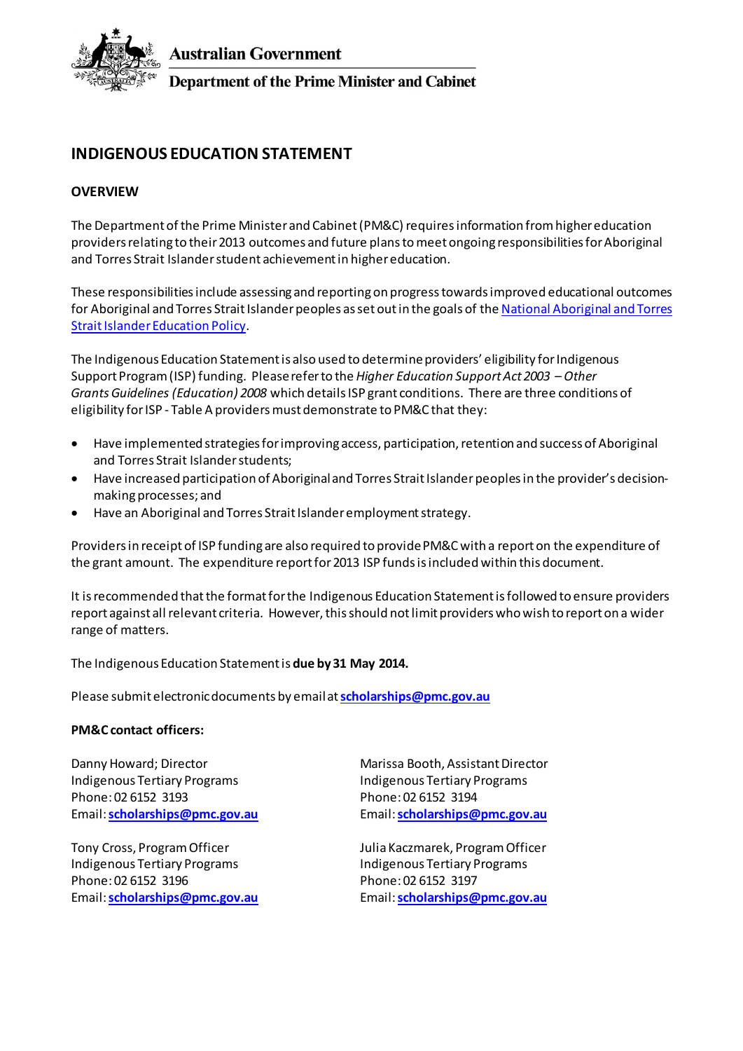Australian Government

Department of the Prime Minister and Cabinet

# INDIGENOUS EDUCATION STATEMENT

## OVERVIEW

The Department of the Prime Minister and Cabinet (PM&C) requires information from higher education providers relating to their 2013 outcomes and future plans to meet ongoing responsibilities for Aboriginal and Torres Strait Islander student achievement in higher education.

These responsibilities include assessing and reporting on progress towards improved educational outcomes for Aboriginal and Torres Strait Islander peoples as set out in the goals of the [National Aboriginal and Torres Strait Islander Education Policy](#).

The Indigenous Education Statement is also used to determine providers' eligibility for Indigenous Support Program (ISP) funding. Please refer to the *Higher Education Support Act 2003 – Other Grants Guidelines (Education) 2008* which details ISP grant conditions. There are three conditions of eligibility for ISP - Table A providers must demonstrate to PM&C that they:

- Have implemented strategies for improving access, participation, retention and success of Aboriginal and Torres Strait Islander students;
- Have increased participation of Aboriginal and Torres Strait Islander peoples in the provider's decision-making processes; and
- Have an Aboriginal and Torres Strait Islander employment strategy.

Providers in receipt of ISP funding are also required to provide PM&C with a report on the expenditure of the grant amount. The expenditure report for 2013 ISP funds is included within this document.

It is recommended that the format for the Indigenous Education Statement is followed to ensure providers report against all relevant criteria. However, this should not limit providers who wish to report on a wider range of matters.

The Indigenous Education Statement is **due by 31 May 2014.**

Please submit electronic documents by email at **scholarships@pmc.gov.au**

**PM&C contact officers:**

Danny Howard; Director
Indigenous Tertiary Programs
Phone: 02 6152 3193
Email: **scholarships@pmc.gov.au**

Marissa Booth, Assistant Director
Indigenous Tertiary Programs
Phone: 02 6152 3194
Email: **scholarships@pmc.gov.au**

Tony Cross, Program Officer
Indigenous Tertiary Programs
Phone: 02 6152 3196
Email: **scholarships@pmc.gov.au**

Julia Kaczmarek, Program Officer
Indigenous Tertiary Programs
Phone: 02 6152 3197
Email: **scholarships@pmc.gov.au**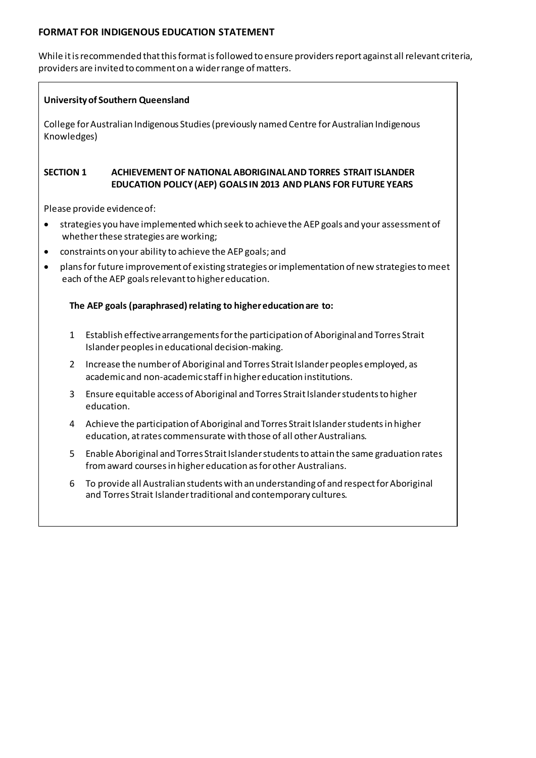**FORMAT FOR INDIGENOUS EDUCATION STATEMENT**

While it is recommended that this format is followed to ensure providers report against all relevant criteria, providers are invited to comment on a wider range of matters.

**University of Southern Queensland**

College for Australian Indigenous Studies (previously named Centre for Australian Indigenous Knowledges)

**SECTION 1 ACHIEVEMENT OF NATIONAL ABORIGINAL AND TORRES STRAIT ISLANDER EDUCATION POLICY (AEP) GOALS IN 2013 AND PLANS FOR FUTURE YEARS**

Please provide evidence of:

- strategies you have implemented which seek to achieve the AEP goals and your assessment of whether these strategies are working;
- constraints on your ability to achieve the AEP goals; and
- plans for future improvement of existing strategies or implementation of new strategies to meet each of the AEP goals relevant to higher education.

**The AEP goals (paraphrased) relating to higher education are to:**

1. Establish effective arrangements for the participation of Aboriginal and Torres Strait Islander peoples in educational decision-making.
2. Increase the number of Aboriginal and Torres Strait Islander peoples employed, as academic and non-academic staff in higher education institutions.
3. Ensure equitable access of Aboriginal and Torres Strait Islander students to higher education.
4. Achieve the participation of Aboriginal and Torres Strait Islander students in higher education, at rates commensurate with those of all other Australians.
5. Enable Aboriginal and Torres Strait Islander students to attain the same graduation rates from award courses in higher education as for other Australians.
6. To provide all Australian students with an understanding of and respect for Aboriginal and Torres Strait Islander traditional and contemporary cultures.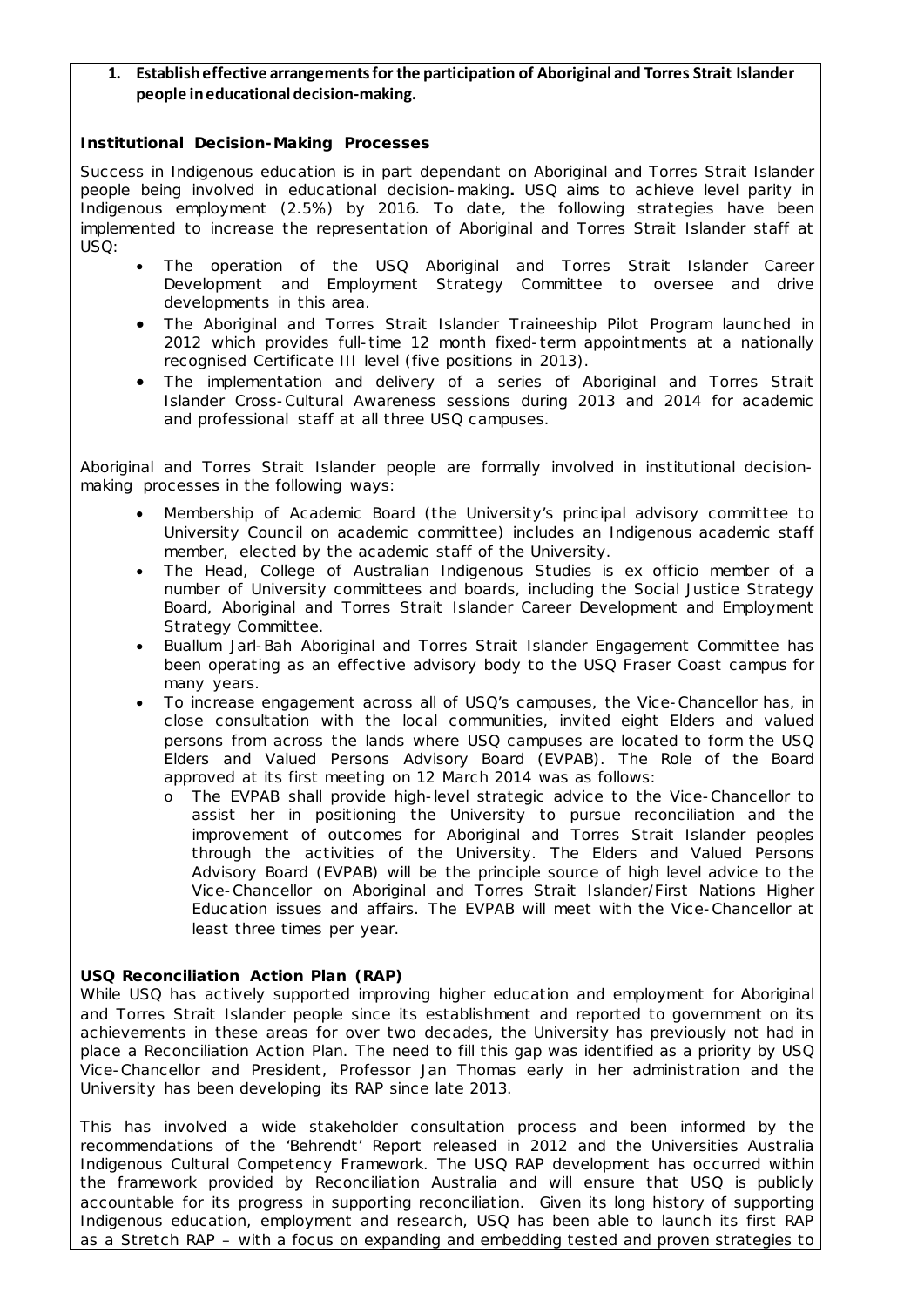**1. Establish effective arrangements for the participation of Aboriginal and Torres Strait Islander people in educational decision-making.**

**Institutional Decision-Making Processes**

Success in Indigenous education is in part dependant on Aboriginal and Torres Strait Islander people being involved in educational decision-making**.** USQ aims to achieve level parity in Indigenous employment (2.5%) by 2016. To date, the following strategies have been implemented to increase the representation of Aboriginal and Torres Strait Islander staff at USQ:

- The operation of the USQ Aboriginal and Torres Strait Islander Career Development and Employment Strategy Committee to oversee and drive developments in this area.
- The Aboriginal and Torres Strait Islander Traineeship Pilot Program launched in 2012 which provides full-time 12 month fixed-term appointments at a nationally recognised Certificate III level (five positions in 2013).
- The implementation and delivery of a series of Aboriginal and Torres Strait Islander Cross-Cultural Awareness sessions during 2013 and 2014 for academic and professional staff at all three USQ campuses.

Aboriginal and Torres Strait Islander people are formally involved in institutional decision-making processes in the following ways:

- Membership of Academic Board (the University's principal advisory committee to University Council on academic committee) includes an Indigenous academic staff member, elected by the academic staff of the University.
- The Head, College of Australian Indigenous Studies is ex officio member of a number of University committees and boards, including the Social Justice Strategy Board, Aboriginal and Torres Strait Islander Career Development and Employment Strategy Committee.
- Buallum Jarl-Bah Aboriginal and Torres Strait Islander Engagement Committee has been operating as an effective advisory body to the USQ Fraser Coast campus for many years.
- To increase engagement across all of USQ's campuses, the Vice-Chancellor has, in close consultation with the local communities, invited eight Elders and valued persons from across the lands where USQ campuses are located to form the USQ Elders and Valued Persons Advisory Board (EVPAB). The Role of the Board approved at its first meeting on 12 March 2014 was as follows:
  - The EVPAB shall provide high-level strategic advice to the Vice-Chancellor to assist her in positioning the University to pursue reconciliation and the improvement of outcomes for Aboriginal and Torres Strait Islander peoples through the activities of the University. The Elders and Valued Persons Advisory Board (EVPAB) will be the principle source of high level advice to the Vice-Chancellor on Aboriginal and Torres Strait Islander/First Nations Higher Education issues and affairs. The EVPAB will meet with the Vice-Chancellor at least three times per year.

**USQ Reconciliation Action Plan (RAP)**

While USQ has actively supported improving higher education and employment for Aboriginal and Torres Strait Islander people since its establishment and reported to government on its achievements in these areas for over two decades, the University has previously not had in place a Reconciliation Action Plan. The need to fill this gap was identified as a priority by USQ Vice-Chancellor and President, Professor Jan Thomas early in her administration and the University has been developing its RAP since late 2013.

This has involved a wide stakeholder consultation process and been informed by the recommendations of the 'Behrendt' Report released in 2012 and the Universities Australia Indigenous Cultural Competency Framework. The USQ RAP development has occurred within the framework provided by Reconciliation Australia and will ensure that USQ is publicly accountable for its progress in supporting reconciliation. Given its long history of supporting Indigenous education, employment and research, USQ has been able to launch its first RAP as a Stretch RAP – with a focus on expanding and embedding tested and proven strategies to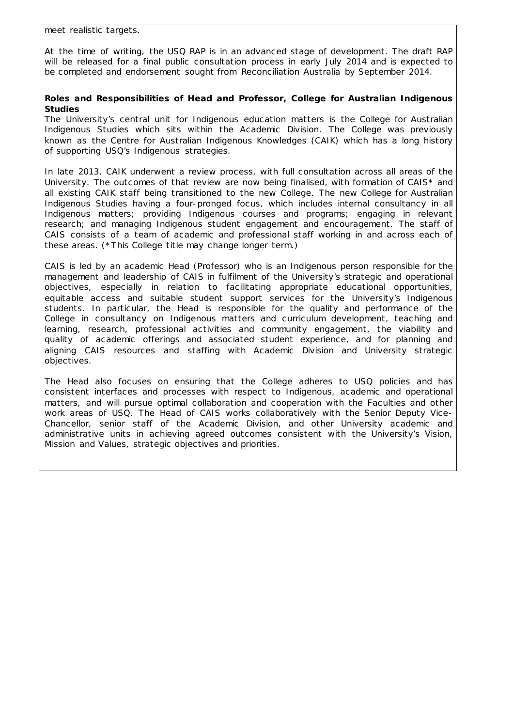meet realistic targets.

At the time of writing, the USQ RAP is in an advanced stage of development. The draft RAP will be released for a final public consultation process in early July 2014 and is expected to be completed and endorsement sought from Reconciliation Australia by September 2014.

**Roles and Responsibilities of Head and Professor, College for Australian Indigenous Studies**

The University's central unit for Indigenous education matters is the College for Australian Indigenous Studies which sits within the Academic Division. The College was previously known as the Centre for Australian Indigenous Knowledges (CAIK) which has a long history of supporting USQ's Indigenous strategies.

In late 2013, CAIK underwent a review process, with full consultation across all areas of the University. The outcomes of that review are now being finalised, with formation of CAIS* and all existing CAIK staff being transitioned to the new College. The new College for Australian Indigenous Studies having a four-pronged focus, which includes internal consultancy in all Indigenous matters; providing Indigenous courses and programs; engaging in relevant research; and managing Indigenous student engagement and encouragement. The staff of CAIS consists of a team of academic and professional staff working in and across each of these areas. (*This College title may change longer term.)

CAIS is led by an academic Head (Professor) who is an Indigenous person responsible for the management and leadership of CAIS in fulfilment of the University's strategic and operational objectives, especially in relation to facilitating appropriate educational opportunities, equitable access and suitable student support services for the University's Indigenous students. In particular, the Head is responsible for the quality and performance of the College in consultancy on Indigenous matters and curriculum development, teaching and learning, research, professional activities and community engagement, the viability and quality of academic offerings and associated student experience, and for planning and aligning CAIS resources and staffing with Academic Division and University strategic objectives.

The Head also focuses on ensuring that the College adheres to USQ policies and has consistent interfaces and processes with respect to Indigenous, academic and operational matters, and will pursue optimal collaboration and cooperation with the Faculties and other work areas of USQ. The Head of CAIS works collaboratively with the Senior Deputy Vice-Chancellor, senior staff of the Academic Division, and other University academic and administrative units in achieving agreed outcomes consistent with the University's Vision, Mission and Values, strategic objectives and priorities.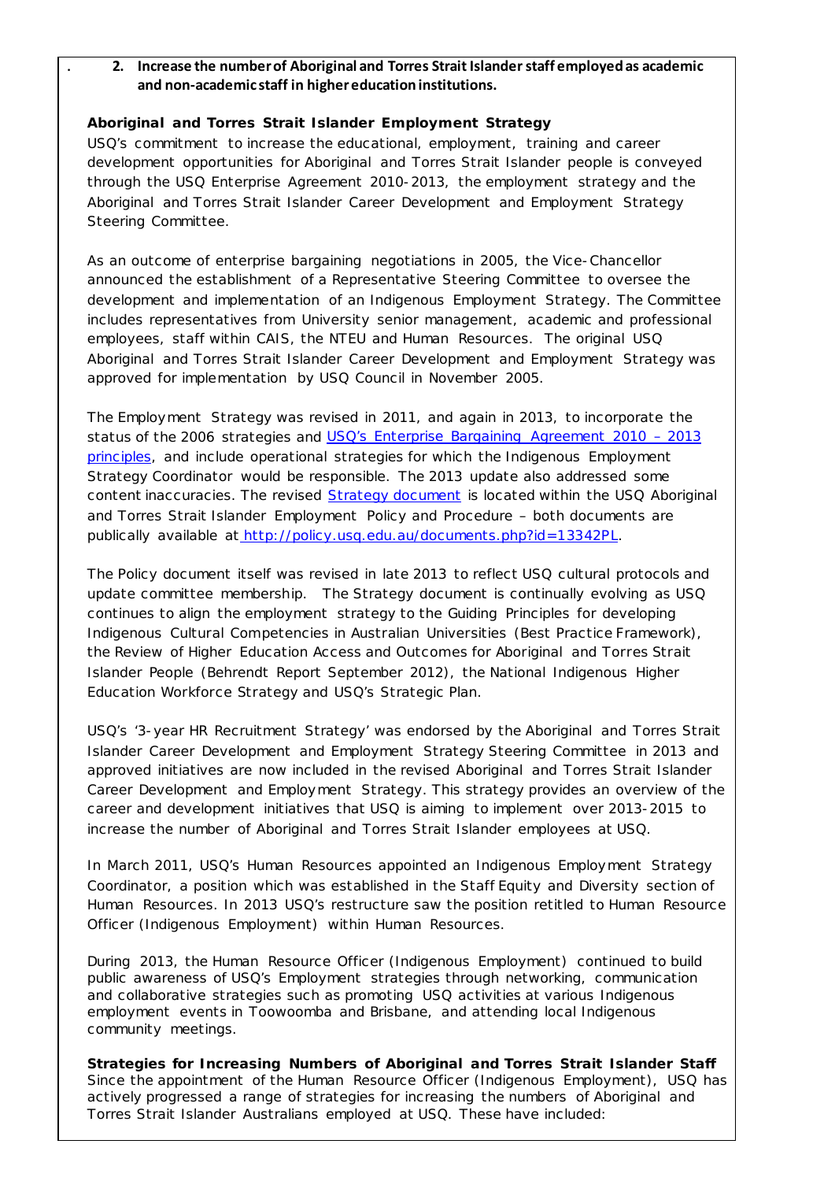2. **Increase the number of Aboriginal and Torres Strait Islander staff employed as academic and non-academic staff in higher education institutions.**

**Aboriginal and Torres Strait Islander Employment Strategy**

USQ's commitment to increase the educational, employment, training and career development opportunities for Aboriginal and Torres Strait Islander people is conveyed through the USQ Enterprise Agreement 2010-2013, the employment strategy and the Aboriginal and Torres Strait Islander Career Development and Employment Strategy Steering Committee.

As an outcome of enterprise bargaining negotiations in 2005, the Vice-Chancellor announced the establishment of a Representative Steering Committee to oversee the development and implementation of an Indigenous Employment Strategy. The Committee includes representatives from University senior management, academic and professional employees, staff within CAIS, the NTEU and Human Resources. The original USQ Aboriginal and Torres Strait Islander Career Development and Employment Strategy was approved for implementation by USQ Council in November 2005.

The Employment Strategy was revised in 2011, and again in 2013, to incorporate the status of the 2006 strategies and USQ's Enterprise Bargaining Agreement 2010 – 2013 principles, and include operational strategies for which the Indigenous Employment Strategy Coordinator would be responsible. The 2013 update also addressed some content inaccuracies. The revised Strategy document is located within the USQ Aboriginal and Torres Strait Islander Employment Policy and Procedure – both documents are publically available at http://policy.usq.edu.au/documents.php?id=13342PL.

The Policy document itself was revised in late 2013 to reflect USQ cultural protocols and update committee membership. The Strategy document is continually evolving as USQ continues to align the employment strategy to the Guiding Principles for developing Indigenous Cultural Competencies in Australian Universities (Best Practice Framework), the Review of Higher Education Access and Outcomes for Aboriginal and Torres Strait Islander People (Behrendt Report September 2012), the National Indigenous Higher Education Workforce Strategy and USQ's Strategic Plan.

USQ's '3-year HR Recruitment Strategy' was endorsed by the Aboriginal and Torres Strait Islander Career Development and Employment Strategy Steering Committee in 2013 and approved initiatives are now included in the revised Aboriginal and Torres Strait Islander Career Development and Employment Strategy. This strategy provides an overview of the career and development initiatives that USQ is aiming to implement over 2013-2015 to increase the number of Aboriginal and Torres Strait Islander employees at USQ.

In March 2011, USQ's Human Resources appointed an Indigenous Employment Strategy Coordinator, a position which was established in the Staff Equity and Diversity section of Human Resources. In 2013 USQ's restructure saw the position retitled to Human Resource Officer (Indigenous Employment) within Human Resources.

During 2013, the Human Resource Officer (Indigenous Employment) continued to build public awareness of USQ's Employment strategies through networking, communication and collaborative strategies such as promoting USQ activities at various Indigenous employment events in Toowoomba and Brisbane, and attending local Indigenous community meetings.

**Strategies for Increasing Numbers of Aboriginal and Torres Strait Islander Staff**

Since the appointment of the Human Resource Officer (Indigenous Employment), USQ has actively progressed a range of strategies for increasing the numbers of Aboriginal and Torres Strait Islander Australians employed at USQ. These have included: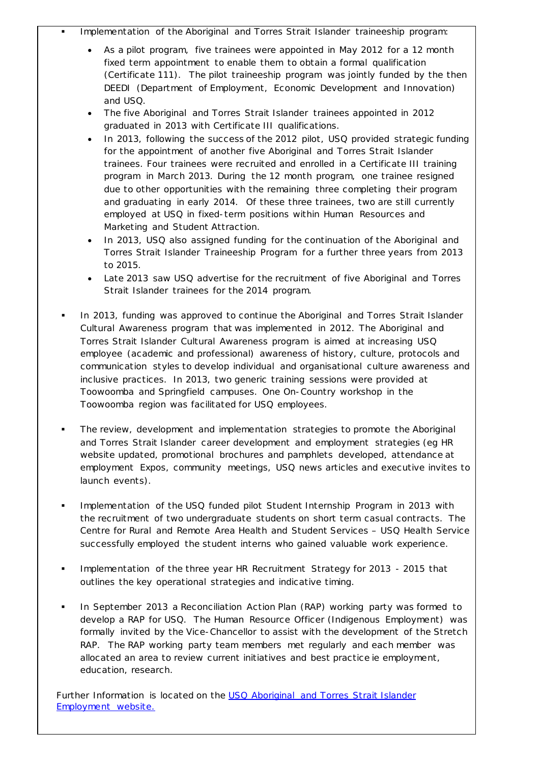- Implementation of the Aboriginal and Torres Strait Islander traineeship program:
  - As a pilot program, five trainees were appointed in May 2012 for a 12 month fixed term appointment to enable them to obtain a formal qualification (Certificate 111). The pilot traineeship program was jointly funded by the then DEEDI (Department of Employment, Economic Development and Innovation) and USQ.
  - The five Aboriginal and Torres Strait Islander trainees appointed in 2012 graduated in 2013 with Certificate III qualifications.
  - In 2013, following the success of the 2012 pilot, USQ provided strategic funding for the appointment of another five Aboriginal and Torres Strait Islander trainees. Four trainees were recruited and enrolled in a Certificate III training program in March 2013. During the 12 month program, one trainee resigned due to other opportunities with the remaining three completing their program and graduating in early 2014. Of these three trainees, two are still currently employed at USQ in fixed-term positions within Human Resources and Marketing and Student Attraction.
  - In 2013, USQ also assigned funding for the continuation of the Aboriginal and Torres Strait Islander Traineeship Program for a further three years from 2013 to 2015.
  - Late 2013 saw USQ advertise for the recruitment of five Aboriginal and Torres Strait Islander trainees for the 2014 program.

- In 2013, funding was approved to continue the Aboriginal and Torres Strait Islander Cultural Awareness program that was implemented in 2012. The Aboriginal and Torres Strait Islander Cultural Awareness program is aimed at increasing USQ employee (academic and professional) awareness of history, culture, protocols and communication styles to develop individual and organisational culture awareness and inclusive practices. In 2013, two generic training sessions were provided at Toowoomba and Springfield campuses. One On-Country workshop in the Toowoomba region was facilitated for USQ employees.

- The review, development and implementation strategies to promote the Aboriginal and Torres Strait Islander career development and employment strategies (eg HR website updated, promotional brochures and pamphlets developed, attendance at employment Expos, community meetings, USQ news articles and executive invites to launch events).

- Implementation of the USQ funded pilot Student Internship Program in 2013 with the recruitment of two undergraduate students on short term casual contracts. The Centre for Rural and Remote Area Health and Student Services – USQ Health Service successfully employed the student interns who gained valuable work experience.

- Implementation of the three year HR Recruitment Strategy for 2013 - 2015 that outlines the key operational strategies and indicative timing.

- In September 2013 a Reconciliation Action Plan (RAP) working party was formed to develop a RAP for USQ. The Human Resource Officer (Indigenous Employment) was formally invited by the Vice-Chancellor to assist with the development of the Stretch RAP. The RAP working party team members met regularly and each member was allocated an area to review current initiatives and best practice ie employment, education, research.

Further Information is located on the [USQ Aboriginal and Torres Strait Islander Employment website.]()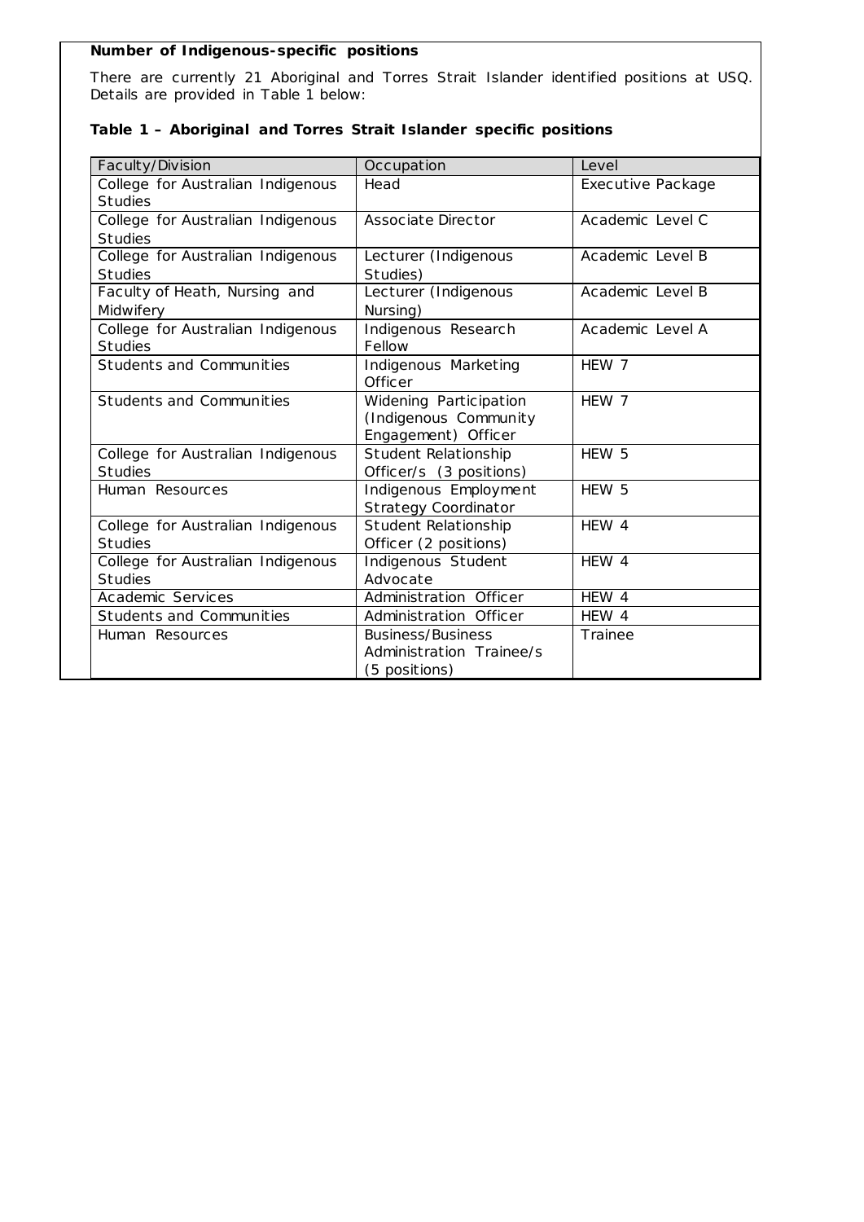**Number of Indigenous-specific positions**

There are currently 21 Aboriginal and Torres Strait Islander identified positions at USQ. Details are provided in Table 1 below:

**Table 1 – Aboriginal and Torres Strait Islander specific positions**

| Faculty/Division | Occupation | Level |
|---|---|---|
| College for Australian Indigenous Studies | Head | Executive Package |
| College for Australian Indigenous Studies | Associate Director | Academic Level C |
| College for Australian Indigenous Studies | Lecturer (Indigenous Studies) | Academic Level B |
| Faculty of Heath, Nursing and Midwifery | Lecturer (Indigenous Nursing) | Academic Level B |
| College for Australian Indigenous Studies | Indigenous Research Fellow | Academic Level A |
| Students and Communities | Indigenous Marketing Officer | HEW 7 |
| Students and Communities | Widening Participation (Indigenous Community Engagement) Officer | HEW 7 |
| College for Australian Indigenous Studies | Student Relationship Officer/s (3 positions) | HEW 5 |
| Human Resources | Indigenous Employment Strategy Coordinator | HEW 5 |
| College for Australian Indigenous Studies | Student Relationship Officer (2 positions) | HEW 4 |
| College for Australian Indigenous Studies | Indigenous Student Advocate | HEW 4 |
| Academic Services | Administration Officer | HEW 4 |
| Students and Communities | Administration Officer | HEW 4 |
| Human Resources | Business/Business Administration Trainee/s (5 positions) | Trainee |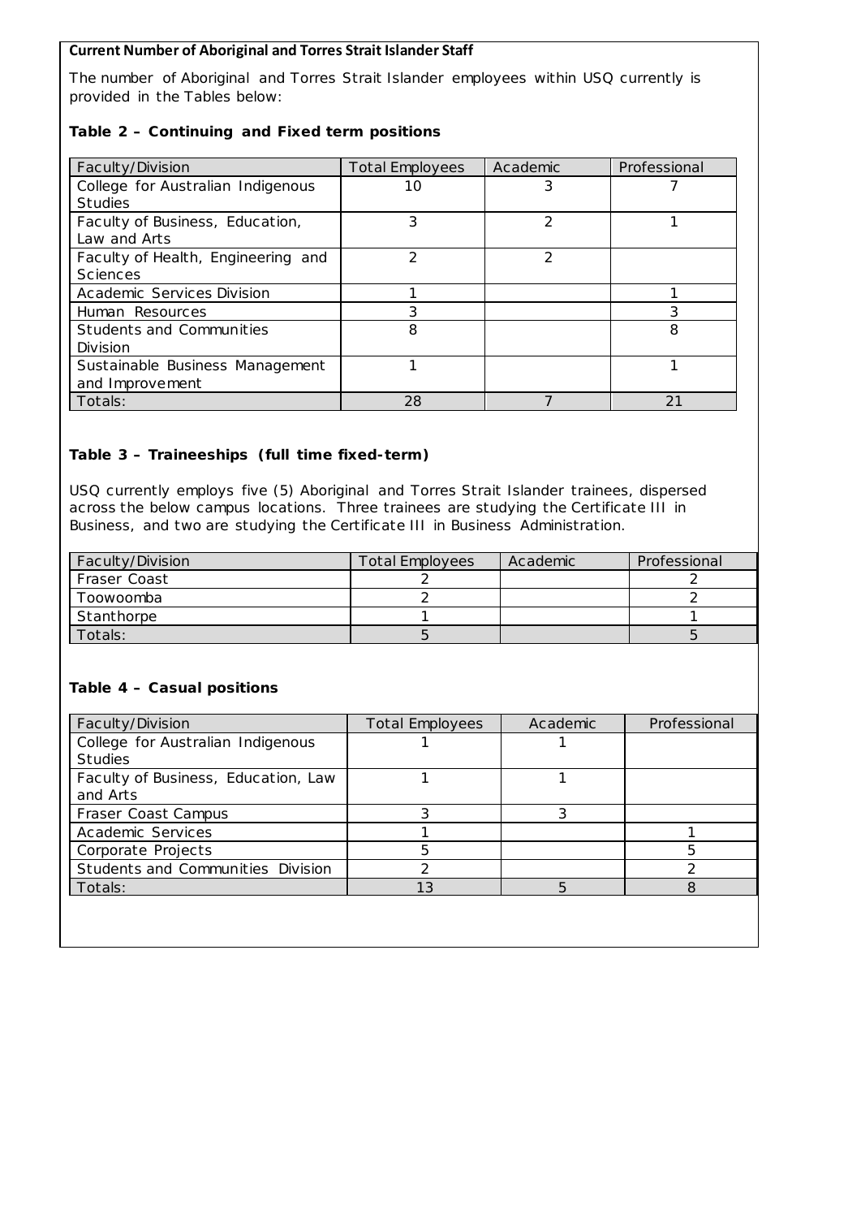**Current Number of Aboriginal and Torres Strait Islander Staff**

The number of Aboriginal and Torres Strait Islander employees within USQ currently is provided in the Tables below:

**Table 2 – Continuing and Fixed term positions**

| Faculty/Division | Total Employees | Academic | Professional |
|---|---|---|---|
| College for Australian Indigenous Studies | 10 | 3 | 7 |
| Faculty of Business, Education, Law and Arts | 3 | 2 | 1 |
| Faculty of Health, Engineering and Sciences | 2 | 2 | |
| Academic Services Division | 1 | | 1 |
| Human Resources | 3 | | 3 |
| Students and Communities Division | 8 | | 8 |
| Sustainable Business Management and Improvement | 1 | | 1 |
| Totals: | 28 | 7 | 21 |

**Table 3 – Traineeships (full time fixed-term)**

USQ currently employs five (5) Aboriginal and Torres Strait Islander trainees, dispersed across the below campus locations. Three trainees are studying the Certificate III in Business, and two are studying the Certificate III in Business Administration.

| Faculty/Division | Total Employees | Academic | Professional |
|---|---|---|---|
| Fraser Coast | 2 | | 2 |
| Toowoomba | 2 | | 2 |
| Stanthorpe | 1 | | 1 |
| Totals: | 5 | | 5 |

**Table 4 – Casual positions**

| Faculty/Division | Total Employees | Academic | Professional |
|---|---|---|---|
| College for Australian Indigenous Studies | 1 | 1 | |
| Faculty of Business, Education, Law and Arts | 1 | 1 | |
| Fraser Coast Campus | 3 | 3 | |
| Academic Services | 1 | | 1 |
| Corporate Projects | 5 | | 5 |
| Students and Communities Division | 2 | | 2 |
| Totals: | 13 | 5 | 8 |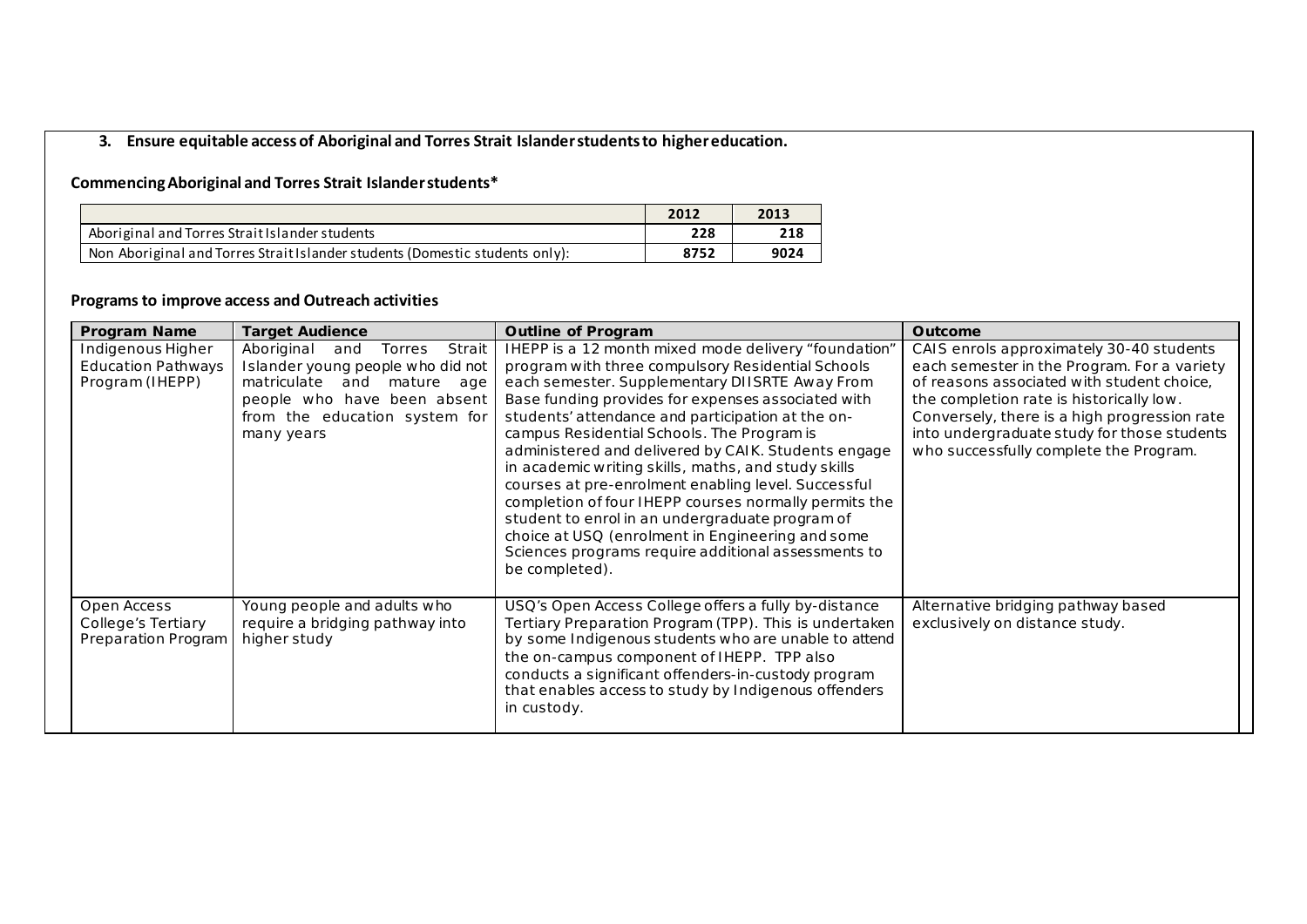**3. Ensure equitable access of Aboriginal and Torres Strait Islander students to higher education.**

**Commencing Aboriginal and Torres Strait Islander students***

| | 2012 | 2013 |
|---|---|---|
| Aboriginal and Torres Strait Islander students | 228 | 218 |
| Non Aboriginal and Torres Strait Islander students (Domestic students only): | 8752 | 9024 |

**Programs to improve access and Outreach activities**

| Program Name | Target Audience | Outline of Program | Outcome |
|---|---|---|---|
| Indigenous Higher Education Pathways Program (IHEPP) | Aboriginal and Torres Strait Islander young people who did not matriculate and mature age people who have been absent from the education system for many years | IHEPP is a 12 month mixed mode delivery "foundation" program with three compulsory Residential Schools each semester. Supplementary DIISRTE Away From Base funding provides for expenses associated with students' attendance and participation at the on-campus Residential Schools. The Program is administered and delivered by CAIK. Students engage in academic writing skills, maths, and study skills courses at pre-enrolment enabling level. Successful completion of four IHEPP courses normally permits the student to enrol in an undergraduate program of choice at USQ (enrolment in Engineering and some Sciences programs require additional assessments to be completed). | CAIS enrols approximately 30-40 students each semester in the Program. For a variety of reasons associated with student choice, the completion rate is historically low. Conversely, there is a high progression rate into undergraduate study for those students who successfully complete the Program. |
| Open Access College's Tertiary Preparation Program | Young people and adults who require a bridging pathway into higher study | USQ's Open Access College offers a fully by-distance Tertiary Preparation Program (TPP). This is undertaken by some Indigenous students who are unable to attend the on-campus component of IHEPP. TPP also conducts a significant offenders-in-custody program that enables access to study by Indigenous offenders in custody. | Alternative bridging pathway based exclusively on distance study. |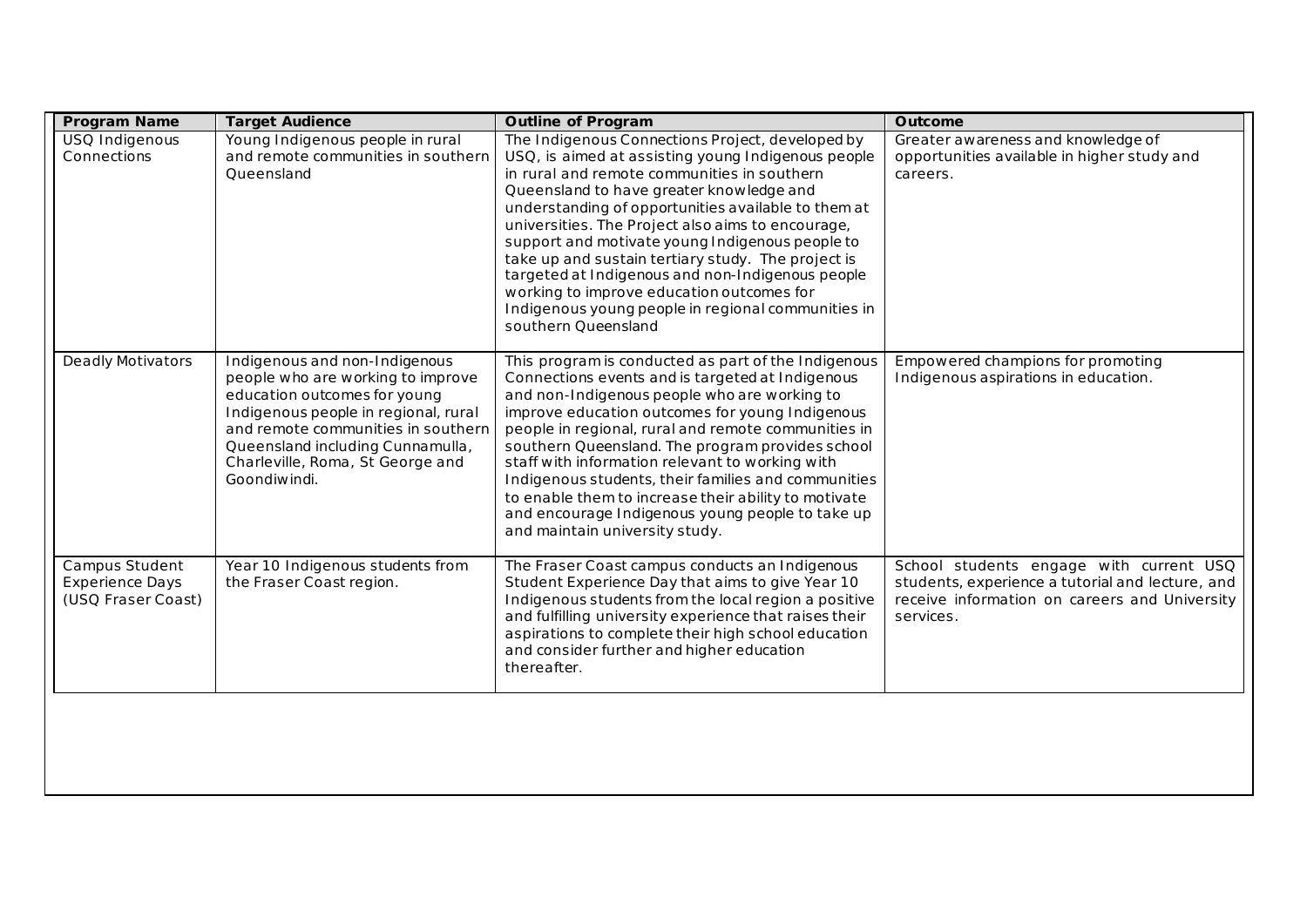| Program Name | Target Audience | Outline of Program | Outcome |
| --- | --- | --- | --- |
| USQ Indigenous Connections | Young Indigenous people in rural and remote communities in southern Queensland | The Indigenous Connections Project, developed by USQ, is aimed at assisting young Indigenous people in rural and remote communities in southern Queensland to have greater knowledge and understanding of opportunities available to them at universities. The Project also aims to encourage, support and motivate young Indigenous people to take up and sustain tertiary study. The project is targeted at Indigenous and non-Indigenous people working to improve education outcomes for Indigenous young people in regional communities in southern Queensland | Greater awareness and knowledge of opportunities available in higher study and careers. |
| Deadly Motivators | Indigenous and non-Indigenous people who are working to improve education outcomes for young Indigenous people in regional, rural and remote communities in southern Queensland including Cunnamulla, Charleville, Roma, St George and Goondiwindi. | This program is conducted as part of the Indigenous Connections events and is targeted at Indigenous and non-Indigenous people who are working to improve education outcomes for young Indigenous people in regional, rural and remote communities in southern Queensland. The program provides school staff with information relevant to working with Indigenous students, their families and communities to enable them to increase their ability to motivate and encourage Indigenous young people to take up and maintain university study. | Empowered champions for promoting Indigenous aspirations in education. |
| Campus Student Experience Days (USQ Fraser Coast) | Year 10 Indigenous students from the Fraser Coast region. | The Fraser Coast campus conducts an Indigenous Student Experience Day that aims to give Year 10 Indigenous students from the local region a positive and fulfilling university experience that raises their aspirations to complete their high school education and consider further and higher education thereafter. | School students engage with current USQ students, experience a tutorial and lecture, and receive information on careers and University services. |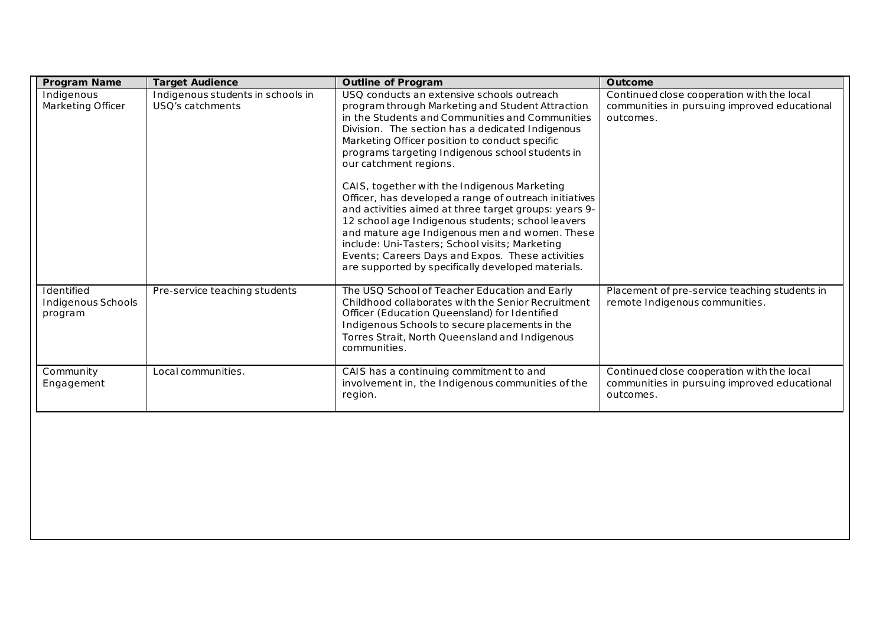| Program Name | Target Audience | Outline of Program | Outcome |
|---|---|---|---|
| Indigenous Marketing Officer | Indigenous students in schools in USQ's catchments | USQ conducts an extensive schools outreach program through Marketing and Student Attraction in the Students and Communities and Communities Division. The section has a dedicated Indigenous Marketing Officer position to conduct specific programs targeting Indigenous school students in our catchment regions.<br><br>CAIS, together with the Indigenous Marketing Officer, has developed a range of outreach initiatives and activities aimed at three target groups: years 9-12 school age Indigenous students; school leavers and mature age Indigenous men and women. These include: Uni-Tasters; School visits; Marketing Events; Careers Days and Expos. These activities are supported by specifically developed materials. | Continued close cooperation with the local communities in pursuing improved educational outcomes. |
| Identified Indigenous Schools program | Pre-service teaching students | The USQ School of Teacher Education and Early Childhood collaborates with the Senior Recruitment Officer (Education Queensland) for Identified Indigenous Schools to secure placements in the Torres Strait, North Queensland and Indigenous communities. | Placement of pre-service teaching students in remote Indigenous communities. |
| Community Engagement | Local communities. | CAIS has a continuing commitment to and involvement in, the Indigenous communities of the region. | Continued close cooperation with the local communities in pursuing improved educational outcomes. |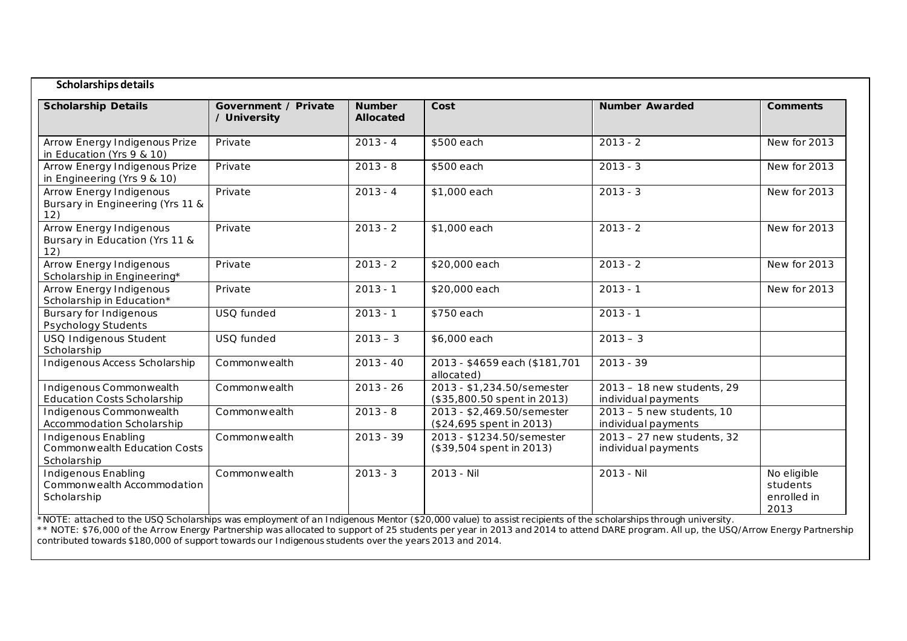**Scholarships details**

| Scholarship Details | Government / Private / University | Number Allocated | Cost | Number Awarded | Comments |
|---|---|---|---|---|---|
| Arrow Energy Indigenous Prize in Education (Yrs 9 & 10) | Private | 2013 - 4 | $500 each | 2013 - 2 | New for 2013 |
| Arrow Energy Indigenous Prize in Engineering (Yrs 9 & 10) | Private | 2013 - 8 | $500 each | 2013 - 3 | New for 2013 |
| Arrow Energy Indigenous Bursary in Engineering (Yrs 11 & 12) | Private | 2013 - 4 | $1,000 each | 2013 - 3 | New for 2013 |
| Arrow Energy Indigenous Bursary in Education (Yrs 11 & 12) | Private | 2013 - 2 | $1,000 each | 2013 - 2 | New for 2013 |
| Arrow Energy Indigenous Scholarship in Engineering* | Private | 2013 - 2 | $20,000 each | 2013 - 2 | New for 2013 |
| Arrow Energy Indigenous Scholarship in Education* | Private | 2013 - 1 | $20,000 each | 2013 - 1 | New for 2013 |
| Bursary for Indigenous Psychology Students | USQ funded | 2013 - 1 | $750 each | 2013 - 1 | |
| USQ Indigenous Student Scholarship | USQ funded | 2013 – 3 | $6,000 each | 2013 – 3 | |
| Indigenous Access Scholarship | Commonwealth | 2013 - 40 | 2013 - $4659 each ($181,701 allocated) | 2013 - 39 | |
| Indigenous Commonwealth Education Costs Scholarship | Commonwealth | 2013 - 26 | 2013 - $1,234.50/semester ($35,800.50 spent in 2013) | 2013 – 18 new students, 29 individual payments | |
| Indigenous Commonwealth Accommodation Scholarship | Commonwealth | 2013 - 8 | 2013 - $2,469.50/semester ($24,695 spent in 2013) | 2013 – 5 new students, 10 individual payments | |
| Indigenous Enabling Commonwealth Education Costs Scholarship | Commonwealth | 2013 - 39 | 2013 - $1234.50/semester ($39,504 spent in 2013) | 2013 – 27 new students, 32 individual payments | |
| Indigenous Enabling Commonwealth Accommodation Scholarship | Commonwealth | 2013 - 3 | 2013 - Nil | 2013 - Nil | No eligible students enrolled in 2013 |

*NOTE: attached to the USQ Scholarships was employment of an Indigenous Mentor ($20,000 value) to assist recipients of the scholarships through university.

** NOTE: $76,000 of the Arrow Energy Partnership was allocated to support of 25 students per year in 2013 and 2014 to attend DARE program. All up, the USQ/Arrow Energy Partnership contributed towards $180,000 of support towards our Indigenous students over the years 2013 and 2014.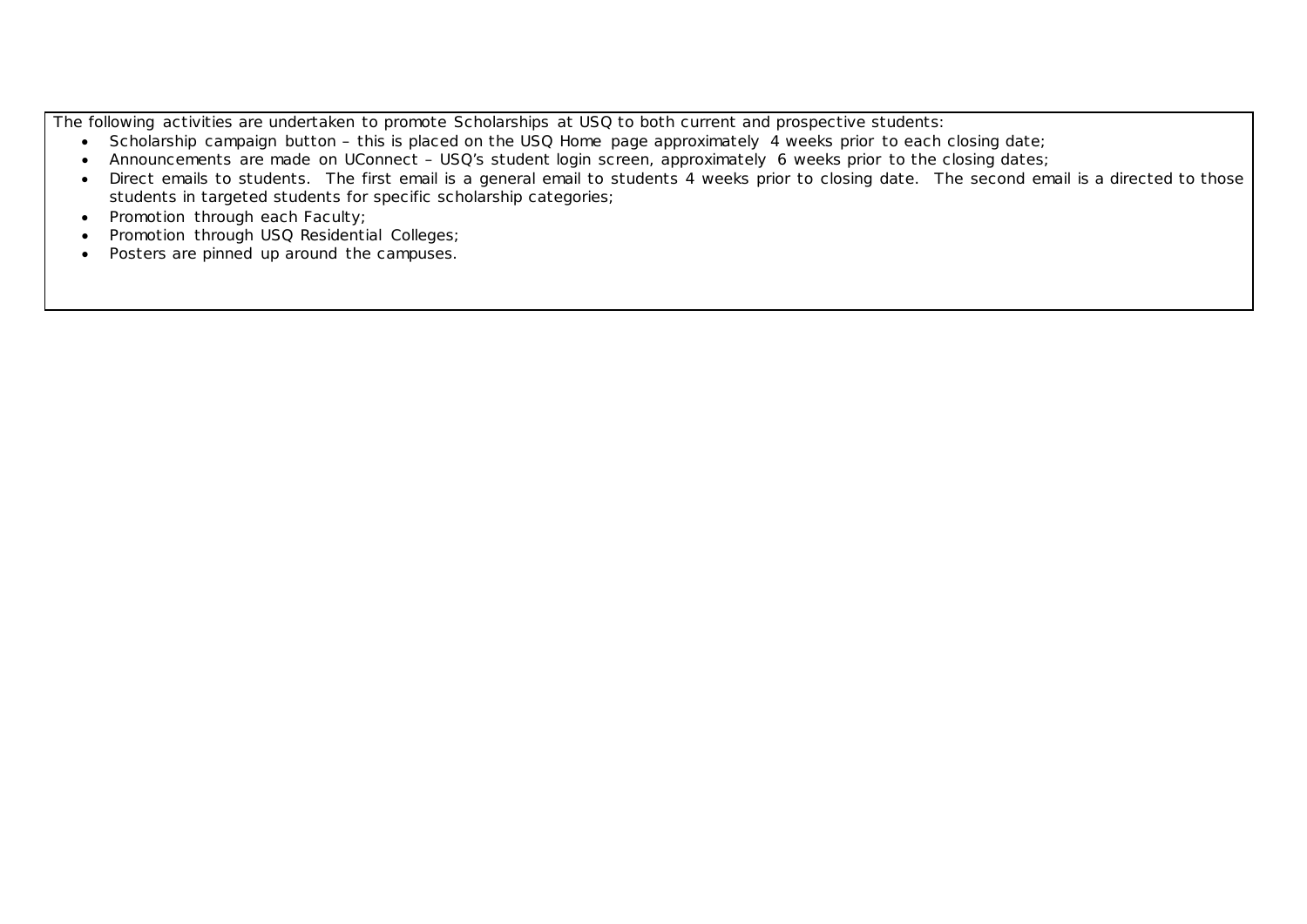The following activities are undertaken to promote Scholarships at USQ to both current and prospective students:

- Scholarship campaign button – this is placed on the USQ Home page approximately 4 weeks prior to each closing date;
- Announcements are made on UConnect – USQ's student login screen, approximately 6 weeks prior to the closing dates;
- Direct emails to students. The first email is a general email to students 4 weeks prior to closing date. The second email is a directed to those students in targeted students for specific scholarship categories;
- Promotion through each Faculty;
- Promotion through USQ Residential Colleges;
- Posters are pinned up around the campuses.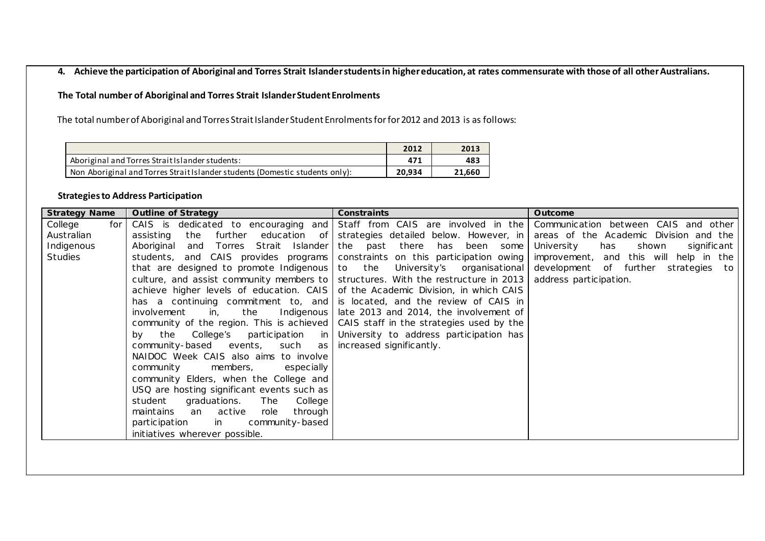**4. Achieve the participation of Aboriginal and Torres Strait Islander students in higher education, at rates commensurate with those of all other Australians.**

**The Total number of Aboriginal and Torres Strait Islander Student Enrolments**

The total number of Aboriginal and Torres Strait Islander Student Enrolments for for 2012 and 2013 is as follows:

| | 2012 | 2013 |
|---|---|---|
| Aboriginal and Torres Strait Islander students: | 471 | 483 |
| Non Aboriginal and Torres Strait Islander students (Domestic students only): | 20,934 | 21,660 |

**Strategies to Address Participation**

| Strategy Name | Outline of Strategy | Constraints | Outcome |
|---|---|---|---|
| College for Australian Indigenous Studies | CAIS is dedicated to encouraging and assisting the further education of Aboriginal and Torres Strait Islander students, and CAIS provides programs that are designed to promote Indigenous culture, and assist community members to achieve higher levels of education. CAIS has a continuing commitment to, and involvement in, the Indigenous community of the region. This is achieved by the College's participation in community-based events, such as NAIDOC Week CAIS also aims to involve community members, especially community Elders, when the College and USQ are hosting significant events such as student graduations. The College maintains an active role through participation in community-based initiatives wherever possible. | Staff from CAIS are involved in the strategies detailed below. However, in the past there has been some constraints on this participation owing to the University's organisational structures. With the restructure in 2013 of the Academic Division, in which CAIS is located, and the review of CAIS in late 2013 and 2014, the involvement of CAIS staff in the strategies used by the University to address participation has increased significantly. | Communication between CAIS and other areas of the Academic Division and the University has shown significant improvement, and this will help in the development of further strategies to address participation. |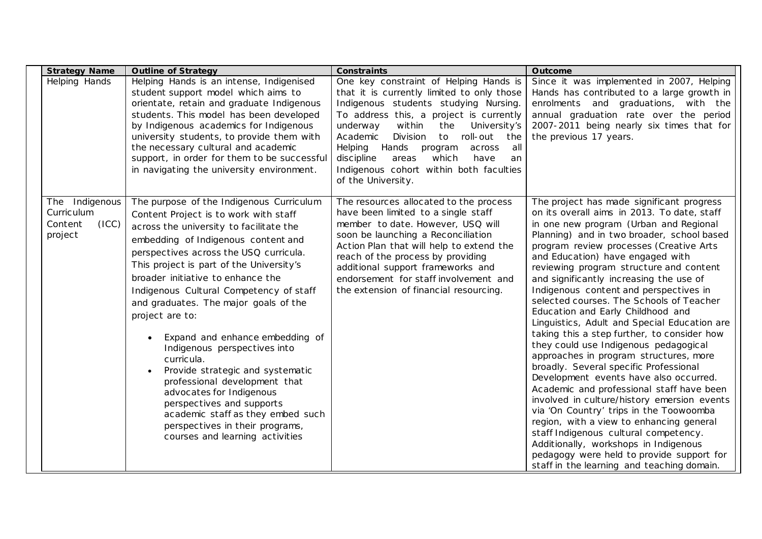| Strategy Name | Outline of Strategy | Constraints | Outcome |
|---|---|---|---|
| Helping Hands | Helping Hands is an intense, Indigenised student support model which aims to orientate, retain and graduate Indigenous students. This model has been developed by Indigenous academics for Indigenous university students, to provide them with the necessary cultural and academic support, in order for them to be successful in navigating the university environment. | One key constraint of Helping Hands is that it is currently limited to only those Indigenous students studying Nursing. To address this, a project is currently underway within the University's Academic Division to roll-out the Helping Hands program across all discipline areas which have an Indigenous cohort within both faculties of the University. | Since it was implemented in 2007, Helping Hands has contributed to a large growth in enrolments and graduations, with the annual graduation rate over the period 2007-2011 being nearly six times that for the previous 17 years. |
| The Indigenous Curriculum Content (ICC) project | The purpose of the Indigenous Curriculum Content Project is to work with staff across the university to facilitate the embedding of Indigenous content and perspectives across the USQ curricula. This project is part of the University's broader initiative to enhance the Indigenous Cultural Competency of staff and graduates. The major goals of the project are to:<br><br>• Expand and enhance embedding of Indigenous perspectives into curricula.<br>• Provide strategic and systematic professional development that advocates for Indigenous perspectives and supports academic staff as they embed such perspectives in their programs, courses and learning activities | The resources allocated to the process have been limited to a single staff member to date. However, USQ will soon be launching a Reconciliation Action Plan that will help to extend the reach of the process by providing additional support frameworks and endorsement for staff involvement and the extension of financial resourcing. | The project has made significant progress on its overall aims in 2013. To date, staff in one new program (Urban and Regional Planning) and in two broader, school based program review processes (Creative Arts and Education) have engaged with reviewing program structure and content and significantly increasing the use of Indigenous content and perspectives in selected courses. The Schools of Teacher Education and Early Childhood and Linguistics, Adult and Special Education are taking this a step further, to consider how they could use Indigenous pedagogical approaches in program structures, more broadly. Several specific Professional Development events have also occurred. Academic and professional staff have been involved in culture/history emersion events via 'On Country' trips in the Toowoomba region, with a view to enhancing general staff Indigenous cultural competency. Additionally, workshops in Indigenous pedagogy were held to provide support for staff in the learning and teaching domain. |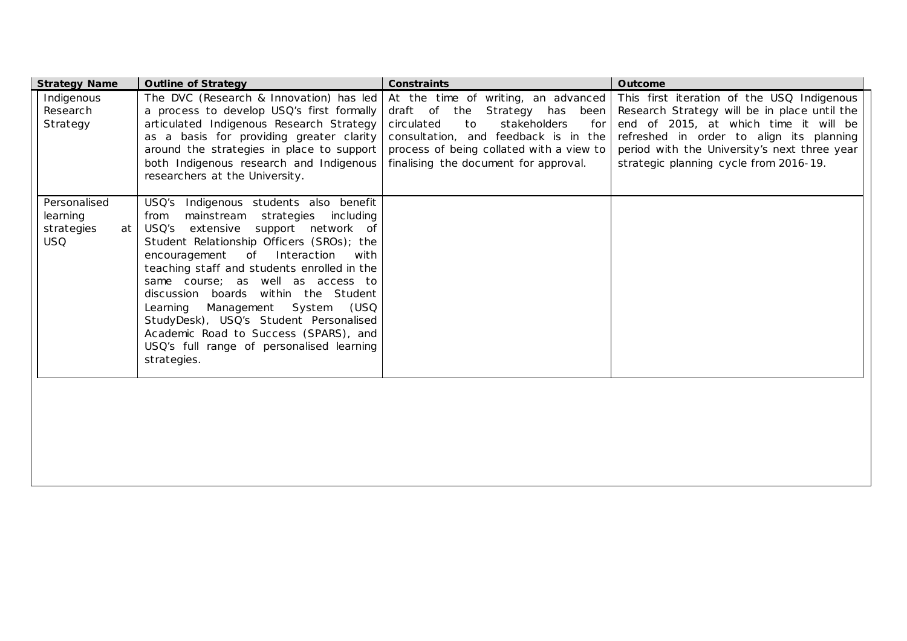| Strategy Name | Outline of Strategy | Constraints | Outcome |
|---|---|---|---|
| Indigenous Research Strategy | The DVC (Research & Innovation) has led a process to develop USQ's first formally articulated Indigenous Research Strategy as a basis for providing greater clarity around the strategies in place to support both Indigenous research and Indigenous researchers at the University. | At the time of writing, an advanced draft of the Strategy has been circulated to stakeholders for consultation, and feedback is in the process of being collated with a view to finalising the document for approval. | This first iteration of the USQ Indigenous Research Strategy will be in place until the end of 2015, at which time it will be refreshed in order to align its planning period with the University's next three year strategic planning cycle from 2016-19. |
| Personalised learning strategies at USQ | USQ's Indigenous students also benefit from mainstream strategies including USQ's extensive support network of Student Relationship Officers (SROs); the encouragement of Interaction with teaching staff and students enrolled in the same course; as well as access to discussion boards within the Student Learning Management System (USQ StudyDesk), USQ's Student Personalised Academic Road to Success (SPARS), and USQ's full range of personalised learning strategies. | | |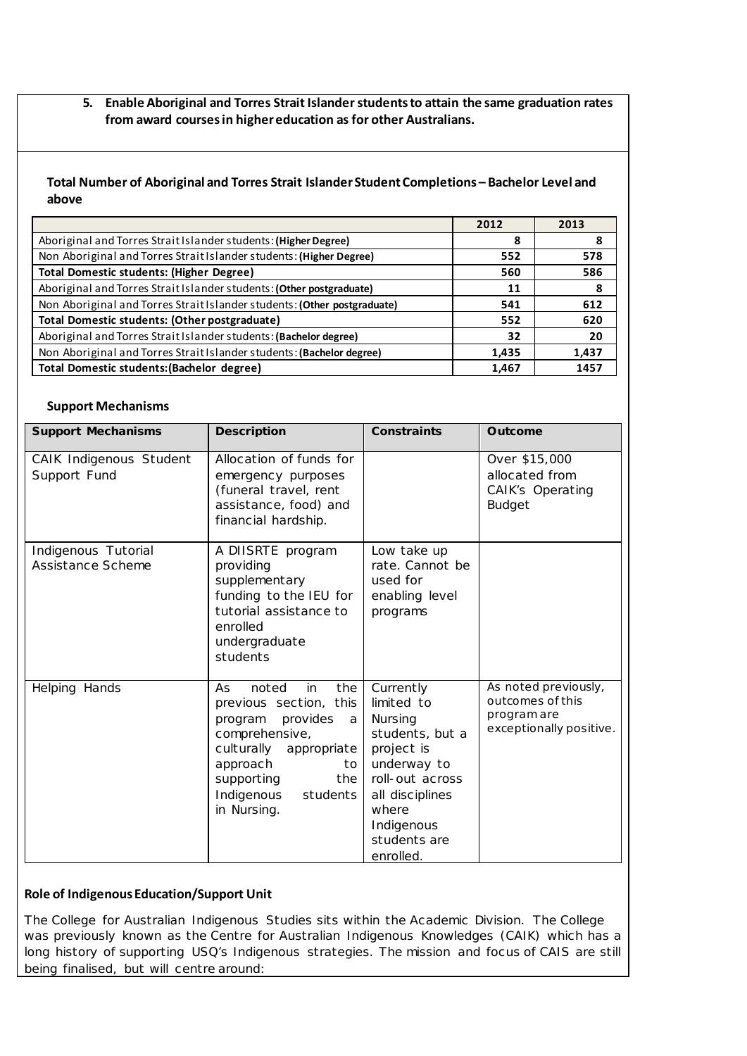5. **Enable Aboriginal and Torres Strait Islander students to attain the same graduation rates from award courses in higher education as for other Australians.**

**Total Number of Aboriginal and Torres Strait Islander Student Completions – Bachelor Level and above**

| | 2012 | 2013 |
|---|---|---|
| Aboriginal and Torres Strait Islander students: **(Higher Degree)** | 8 | 8 |
| Non Aboriginal and Torres Strait Islander students: **(Higher Degree)** | 552 | 578 |
| **Total Domestic students: (Higher Degree)** | 560 | 586 |
| Aboriginal and Torres Strait Islander students: **(Other postgraduate)** | 11 | 8 |
| Non Aboriginal and Torres Strait Islander students: **(Other postgraduate)** | 541 | 612 |
| **Total Domestic students: (Other postgraduate)** | 552 | 620 |
| Aboriginal and Torres Strait Islander students: **(Bachelor degree)** | 32 | 20 |
| Non Aboriginal and Torres Strait Islander students: **(Bachelor degree)** | 1,435 | 1,437 |
| **Total Domestic students:(Bachelor degree)** | 1,467 | 1457 |

**Support Mechanisms**

| Support Mechanisms | Description | Constraints | Outcome |
|---|---|---|---|
| CAIK Indigenous Student Support Fund | Allocation of funds for emergency purposes (funeral travel, rent assistance, food) and financial hardship. | | Over $15,000 allocated from CAIK's Operating Budget |
| Indigenous Tutorial Assistance Scheme | A DIISRTE program providing supplementary funding to the IEU for tutorial assistance to enrolled undergraduate students | Low take up rate. Cannot be used for enabling level programs | |
| Helping Hands | As noted in the previous section, this program provides a comprehensive, culturally appropriate approach to supporting the Indigenous students in Nursing. | Currently limited to Nursing students, but a project is underway to roll-out across all disciplines where Indigenous students are enrolled. | As noted previously, outcomes of this program are exceptionally positive. |

**Role of Indigenous Education/Support Unit**

The College for Australian Indigenous Studies sits within the Academic Division. The College was previously known as the Centre for Australian Indigenous Knowledges (CAIK) which has a long history of supporting USQ's Indigenous strategies. The mission and focus of CAIS are still being finalised, but will centre around: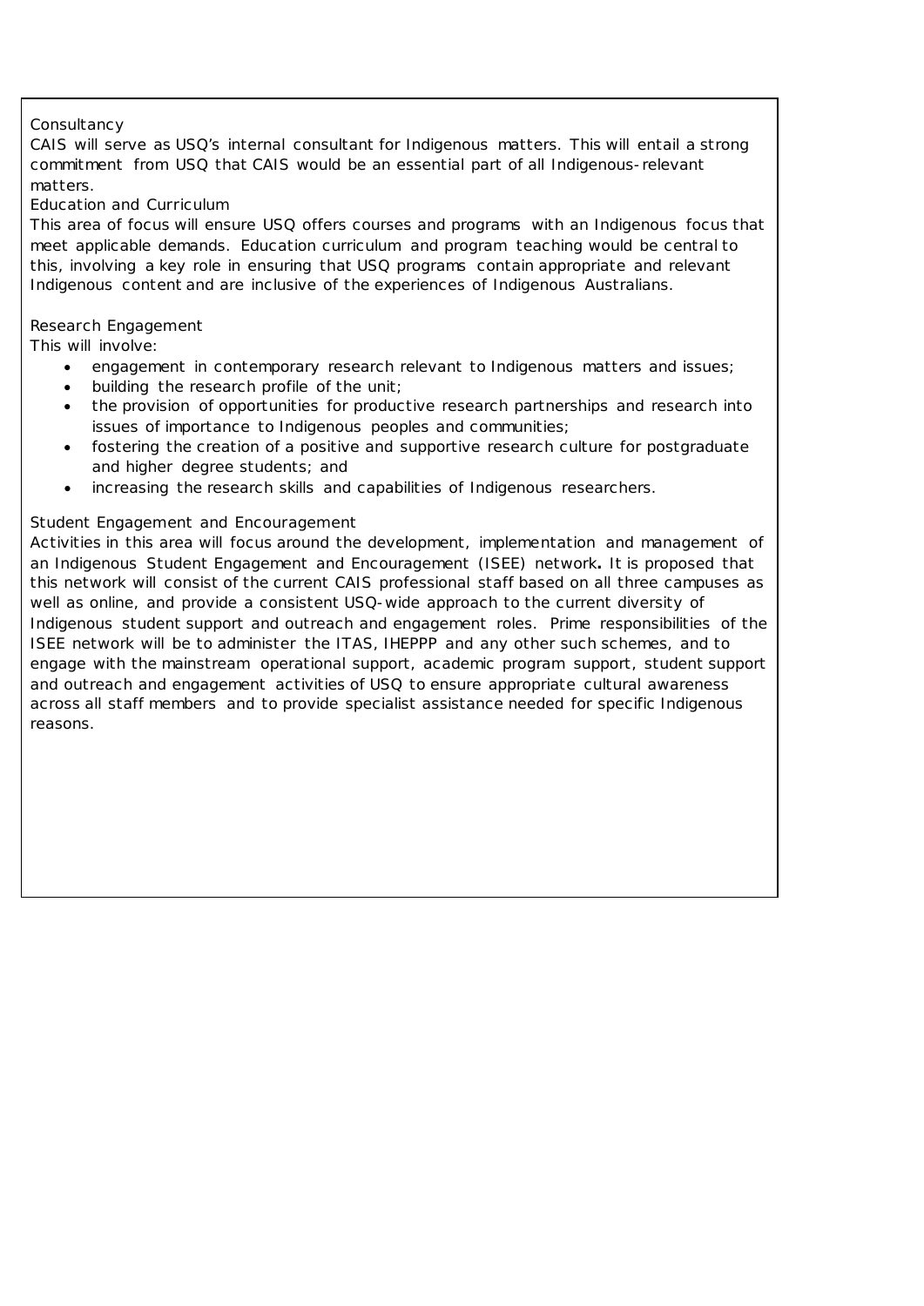Consultancy

CAIS will serve as USQ's internal consultant for Indigenous matters. This will entail a strong commitment from USQ that CAIS would be an essential part of all Indigenous-relevant matters.

Education and Curriculum

This area of focus will ensure USQ offers courses and programs with an Indigenous focus that meet applicable demands. Education curriculum and program teaching would be central to this, involving a key role in ensuring that USQ programs contain appropriate and relevant Indigenous content and are inclusive of the experiences of Indigenous Australians.

Research Engagement

This will involve:

- engagement in contemporary research relevant to Indigenous matters and issues;
- building the research profile of the unit;
- the provision of opportunities for productive research partnerships and research into issues of importance to Indigenous peoples and communities;
- fostering the creation of a positive and supportive research culture for postgraduate and higher degree students; and
- increasing the research skills and capabilities of Indigenous researchers.

Student Engagement and Encouragement

Activities in this area will focus around the development, implementation and management of an Indigenous Student Engagement and Encouragement (ISEE) network**.** It is proposed that this network will consist of the current CAIS professional staff based on all three campuses as well as online, and provide a consistent USQ-wide approach to the current diversity of Indigenous student support and outreach and engagement roles. Prime responsibilities of the ISEE network will be to administer the ITAS, IHEPPP and any other such schemes, and to engage with the mainstream operational support, academic program support, student support and outreach and engagement activities of USQ to ensure appropriate cultural awareness across all staff members and to provide specialist assistance needed for specific Indigenous reasons.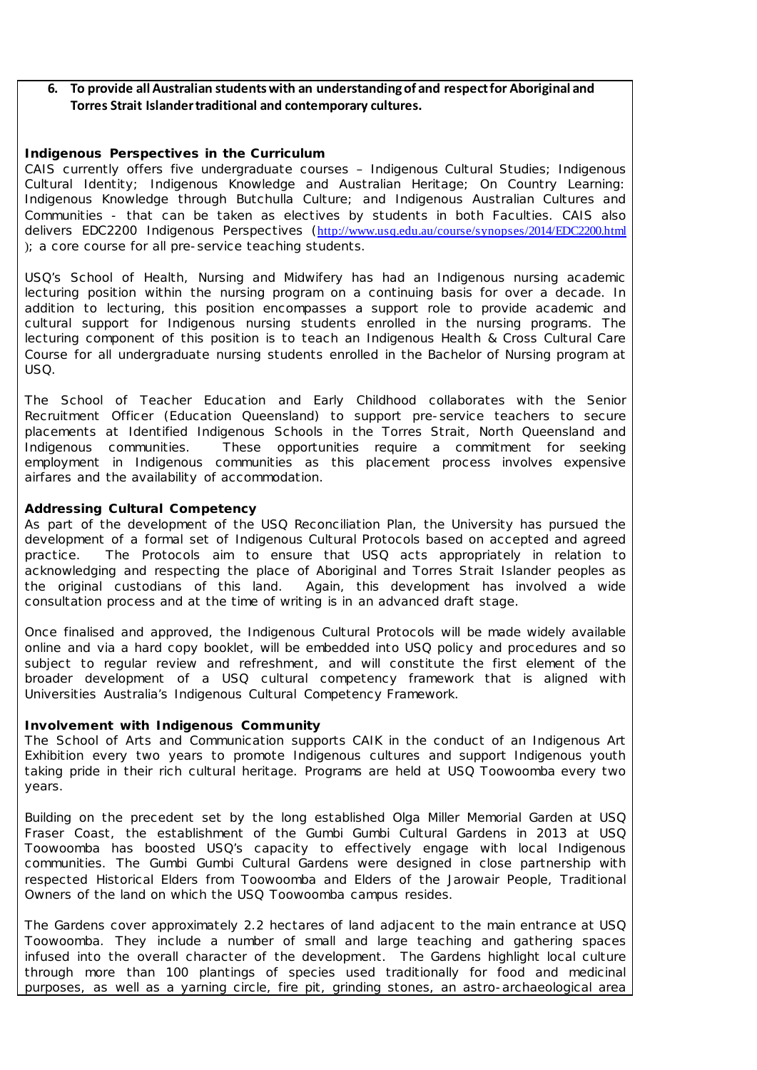**6. To provide all Australian students with an understanding of and respect for Aboriginal and Torres Strait Islander traditional and contemporary cultures.**

**Indigenous Perspectives in the Curriculum**

CAIS currently offers five undergraduate courses – Indigenous Cultural Studies; Indigenous Cultural Identity; Indigenous Knowledge and Australian Heritage; On Country Learning: Indigenous Knowledge through Butchulla Culture; and Indigenous Australian Cultures and Communities - that can be taken as electives by students in both Faculties. CAIS also delivers EDC2200 Indigenous Perspectives (http://www.usq.edu.au/course/synopses/2014/EDC2200.html); a core course for all pre-service teaching students.

USQ's School of Health, Nursing and Midwifery has had an Indigenous nursing academic lecturing position within the nursing program on a continuing basis for over a decade. In addition to lecturing, this position encompasses a support role to provide academic and cultural support for Indigenous nursing students enrolled in the nursing programs. The lecturing component of this position is to teach an Indigenous Health & Cross Cultural Care Course for all undergraduate nursing students enrolled in the Bachelor of Nursing program at USQ.

The School of Teacher Education and Early Childhood collaborates with the Senior Recruitment Officer (Education Queensland) to support pre-service teachers to secure placements at Identified Indigenous Schools in the Torres Strait, North Queensland and Indigenous communities. These opportunities require a commitment for seeking employment in Indigenous communities as this placement process involves expensive airfares and the availability of accommodation.

**Addressing Cultural Competency**

As part of the development of the USQ Reconciliation Plan, the University has pursued the development of a formal set of Indigenous Cultural Protocols based on accepted and agreed practice. The Protocols aim to ensure that USQ acts appropriately in relation to acknowledging and respecting the place of Aboriginal and Torres Strait Islander peoples as the original custodians of this land. Again, this development has involved a wide consultation process and at the time of writing is in an advanced draft stage.

Once finalised and approved, the Indigenous Cultural Protocols will be made widely available online and via a hard copy booklet, will be embedded into USQ policy and procedures and so subject to regular review and refreshment, and will constitute the first element of the broader development of a USQ cultural competency framework that is aligned with Universities Australia's Indigenous Cultural Competency Framework.

**Involvement with Indigenous Community**

The School of Arts and Communication supports CAIK in the conduct of an Indigenous Art Exhibition every two years to promote Indigenous cultures and support Indigenous youth taking pride in their rich cultural heritage. Programs are held at USQ Toowoomba every two years.

Building on the precedent set by the long established Olga Miller Memorial Garden at USQ Fraser Coast, the establishment of the Gumbi Gumbi Cultural Gardens in 2013 at USQ Toowoomba has boosted USQ's capacity to effectively engage with local Indigenous communities. The Gumbi Gumbi Cultural Gardens were designed in close partnership with respected Historical Elders from Toowoomba and Elders of the Jarowair People, Traditional Owners of the land on which the USQ Toowoomba campus resides.

The Gardens cover approximately 2.2 hectares of land adjacent to the main entrance at USQ Toowoomba. They include a number of small and large teaching and gathering spaces infused into the overall character of the development. The Gardens highlight local culture through more than 100 plantings of species used traditionally for food and medicinal purposes, as well as a yarning circle, fire pit, grinding stones, an astro-archaeological area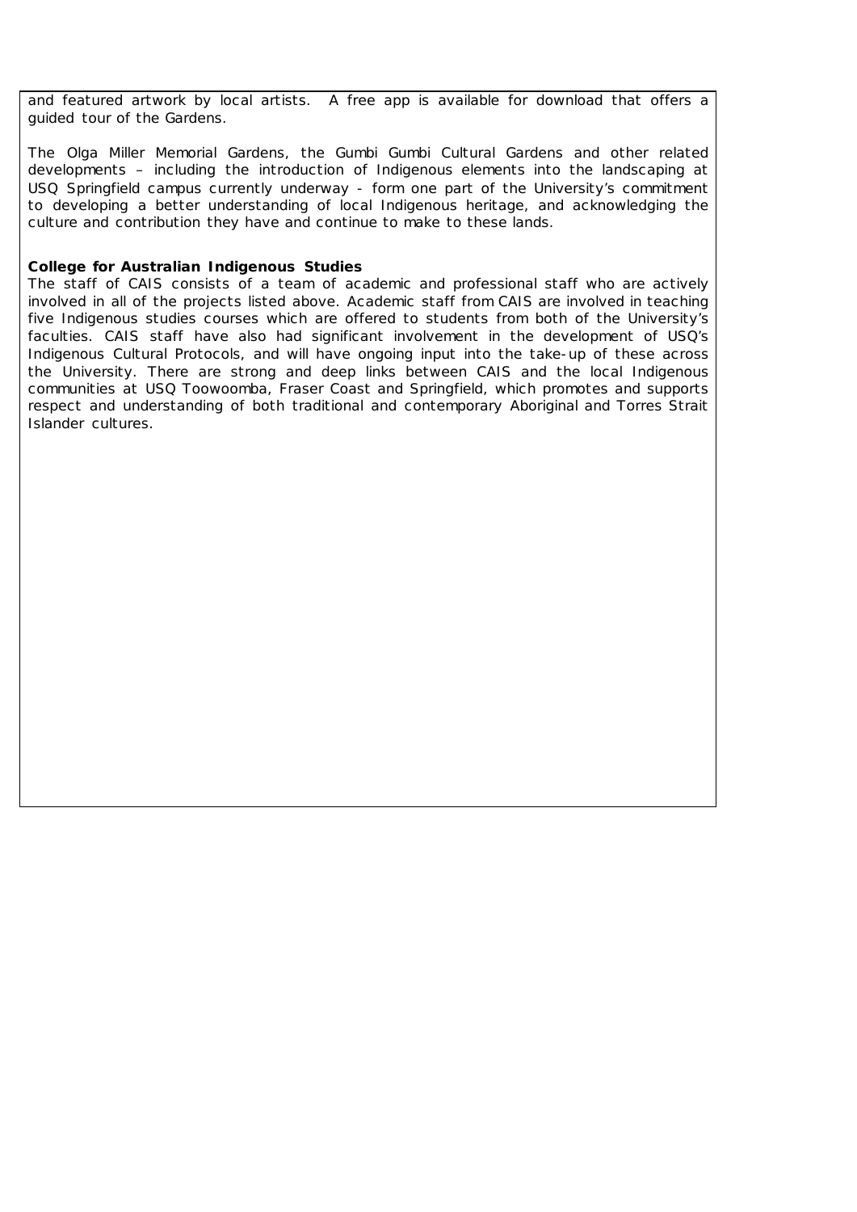and featured artwork by local artists. A free app is available for download that offers a guided tour of the Gardens.

The Olga Miller Memorial Gardens, the Gumbi Gumbi Cultural Gardens and other related developments – including the introduction of Indigenous elements into the landscaping at USQ Springfield campus currently underway - form one part of the University's commitment to developing a better understanding of local Indigenous heritage, and acknowledging the culture and contribution they have and continue to make to these lands.

**College for Australian Indigenous Studies**

The staff of CAIS consists of a team of academic and professional staff who are actively involved in all of the projects listed above. Academic staff from CAIS are involved in teaching five Indigenous studies courses which are offered to students from both of the University's faculties. CAIS staff have also had significant involvement in the development of USQ's Indigenous Cultural Protocols, and will have ongoing input into the take-up of these across the University. There are strong and deep links between CAIS and the local Indigenous communities at USQ Toowoomba, Fraser Coast and Springfield, which promotes and supports respect and understanding of both traditional and contemporary Aboriginal and Torres Strait Islander cultures.